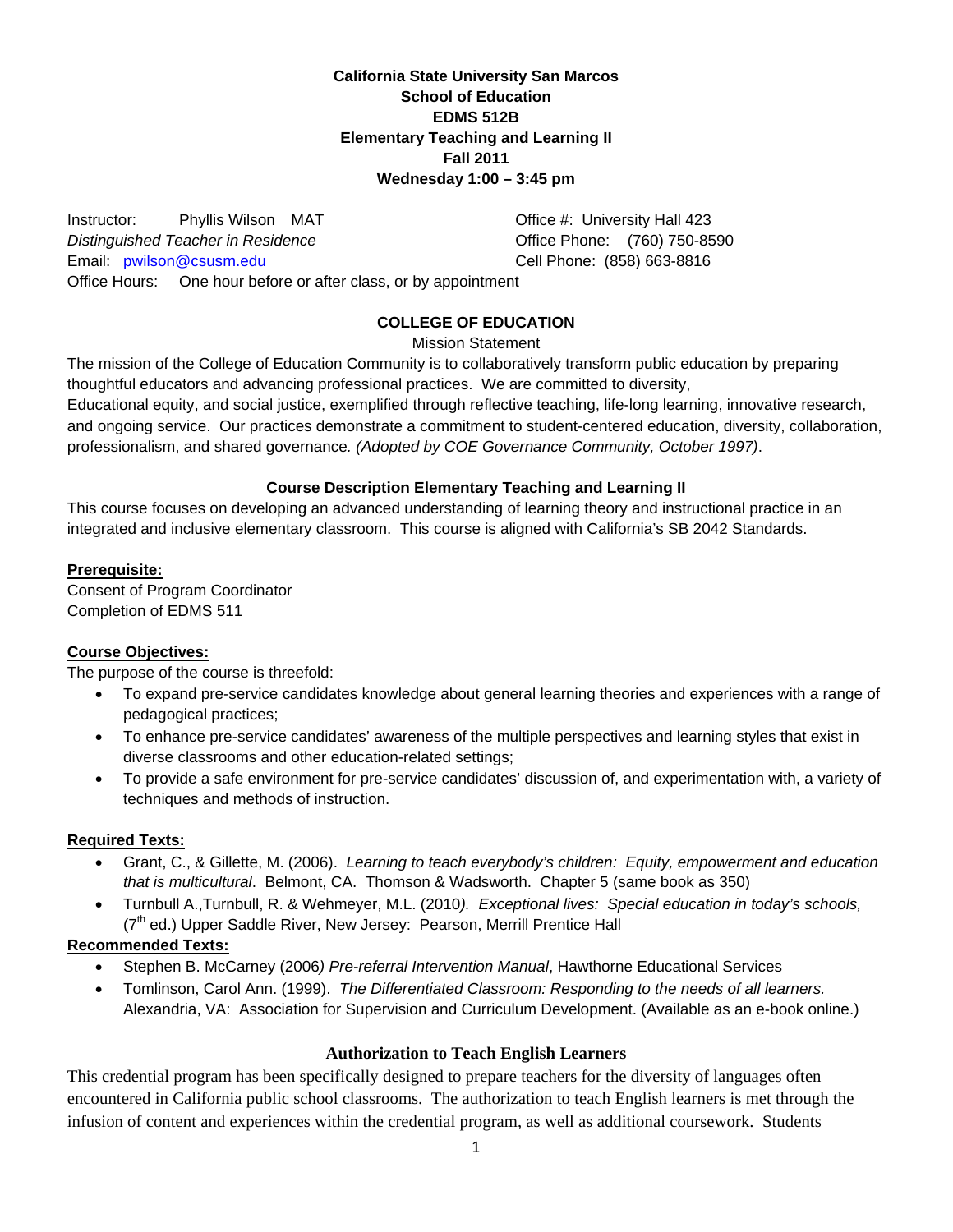**California State University San Marcos**
**School of Education**
**EDMS 512B**
**Elementary Teaching and Learning II**
**Fall 2011**
**Wednesday 1:00 – 3:45 pm**

Instructor: Phyllis Wilson MAT
*Distinguished Teacher in Residence*
Email: pwilson@csusm.edu
Office Hours: One hour before or after class, or by appointment

Office #: University Hall 423
Office Phone: (760) 750-8590
Cell Phone: (858) 663-8816

## COLLEGE OF EDUCATION

Mission Statement

The mission of the College of Education Community is to collaboratively transform public education by preparing thoughtful educators and advancing professional practices. We are committed to diversity, Educational equity, and social justice, exemplified through reflective teaching, life-long learning, innovative research, and ongoing service. Our practices demonstrate a commitment to student-centered education, diversity, collaboration, professionalism, and shared governance*. (Adopted by COE Governance Community, October 1997)*.

### Course Description Elementary Teaching and Learning II

This course focuses on developing an advanced understanding of learning theory and instructional practice in an integrated and inclusive elementary classroom. This course is aligned with California's SB 2042 Standards.

**Prerequisite:**
Consent of Program Coordinator
Completion of EDMS 511

**Course Objectives:**
The purpose of the course is threefold:

- To expand pre-service candidates knowledge about general learning theories and experiences with a range of pedagogical practices;
- To enhance pre-service candidates' awareness of the multiple perspectives and learning styles that exist in diverse classrooms and other education-related settings;
- To provide a safe environment for pre-service candidates' discussion of, and experimentation with, a variety of techniques and methods of instruction.

**Required Texts:**

- Grant, C., & Gillette, M. (2006). *Learning to teach everybody's children: Equity, empowerment and education that is multicultural*. Belmont, CA. Thomson & Wadsworth. Chapter 5 (same book as 350)
- Turnbull A.,Turnbull, R. & Wehmeyer, M.L. (2010*). Exceptional lives: Special education in today's schools,* (7th ed.) Upper Saddle River, New Jersey: Pearson, Merrill Prentice Hall

**Recommended Texts:**

- Stephen B. McCarney (2006*) Pre-referral Intervention Manual*, Hawthorne Educational Services
- Tomlinson, Carol Ann. (1999). *The Differentiated Classroom: Responding to the needs of all learners.* Alexandria, VA: Association for Supervision and Curriculum Development. (Available as an e-book online.)

### Authorization to Teach English Learners

This credential program has been specifically designed to prepare teachers for the diversity of languages often encountered in California public school classrooms. The authorization to teach English learners is met through the infusion of content and experiences within the credential program, as well as additional coursework. Students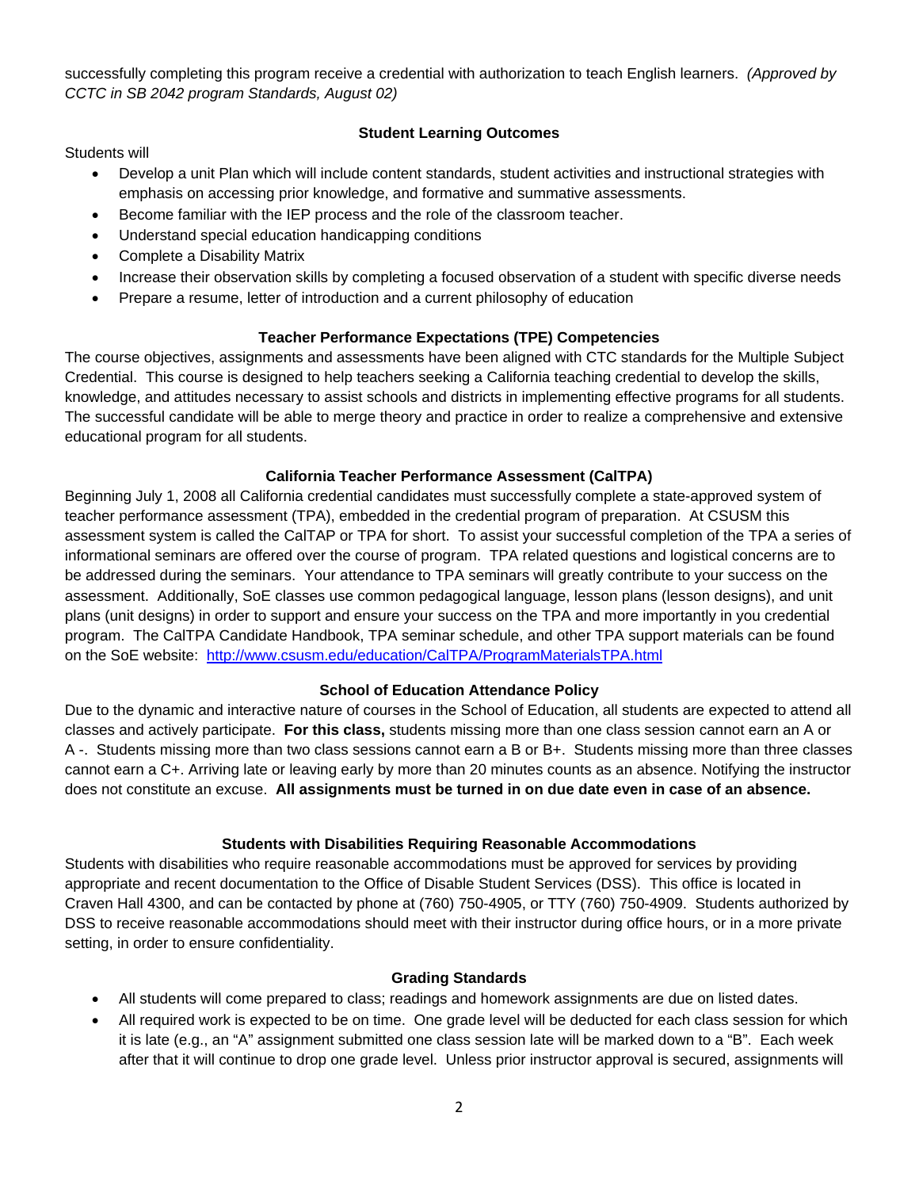successfully completing this program receive a credential with authorization to teach English learners. *(Approved by CCTC in SB 2042 program Standards, August 02)*

### Student Learning Outcomes

Students will

- Develop a unit Plan which will include content standards, student activities and instructional strategies with emphasis on accessing prior knowledge, and formative and summative assessments.
- Become familiar with the IEP process and the role of the classroom teacher.
- Understand special education handicapping conditions
- Complete a Disability Matrix
- Increase their observation skills by completing a focused observation of a student with specific diverse needs
- Prepare a resume, letter of introduction and a current philosophy of education

### Teacher Performance Expectations (TPE) Competencies

The course objectives, assignments and assessments have been aligned with CTC standards for the Multiple Subject Credential. This course is designed to help teachers seeking a California teaching credential to develop the skills, knowledge, and attitudes necessary to assist schools and districts in implementing effective programs for all students. The successful candidate will be able to merge theory and practice in order to realize a comprehensive and extensive educational program for all students.

### California Teacher Performance Assessment (CalTPA)

Beginning July 1, 2008 all California credential candidates must successfully complete a state-approved system of teacher performance assessment (TPA), embedded in the credential program of preparation. At CSUSM this assessment system is called the CalTAP or TPA for short. To assist your successful completion of the TPA a series of informational seminars are offered over the course of program. TPA related questions and logistical concerns are to be addressed during the seminars. Your attendance to TPA seminars will greatly contribute to your success on the assessment. Additionally, SoE classes use common pedagogical language, lesson plans (lesson designs), and unit plans (unit designs) in order to support and ensure your success on the TPA and more importantly in you credential program. The CalTPA Candidate Handbook, TPA seminar schedule, and other TPA support materials can be found on the SoE website: http://www.csusm.edu/education/CalTPA/ProgramMaterialsTPA.html

### School of Education Attendance Policy

Due to the dynamic and interactive nature of courses in the School of Education, all students are expected to attend all classes and actively participate. **For this class,** students missing more than one class session cannot earn an A or A -. Students missing more than two class sessions cannot earn a B or B+. Students missing more than three classes cannot earn a C+. Arriving late or leaving early by more than 20 minutes counts as an absence. Notifying the instructor does not constitute an excuse. **All assignments must be turned in on due date even in case of an absence.**

### Students with Disabilities Requiring Reasonable Accommodations

Students with disabilities who require reasonable accommodations must be approved for services by providing appropriate and recent documentation to the Office of Disable Student Services (DSS). This office is located in Craven Hall 4300, and can be contacted by phone at (760) 750-4905, or TTY (760) 750-4909. Students authorized by DSS to receive reasonable accommodations should meet with their instructor during office hours, or in a more private setting, in order to ensure confidentiality.

### Grading Standards

- All students will come prepared to class; readings and homework assignments are due on listed dates.
- All required work is expected to be on time. One grade level will be deducted for each class session for which it is late (e.g., an "A" assignment submitted one class session late will be marked down to a "B". Each week after that it will continue to drop one grade level. Unless prior instructor approval is secured, assignments will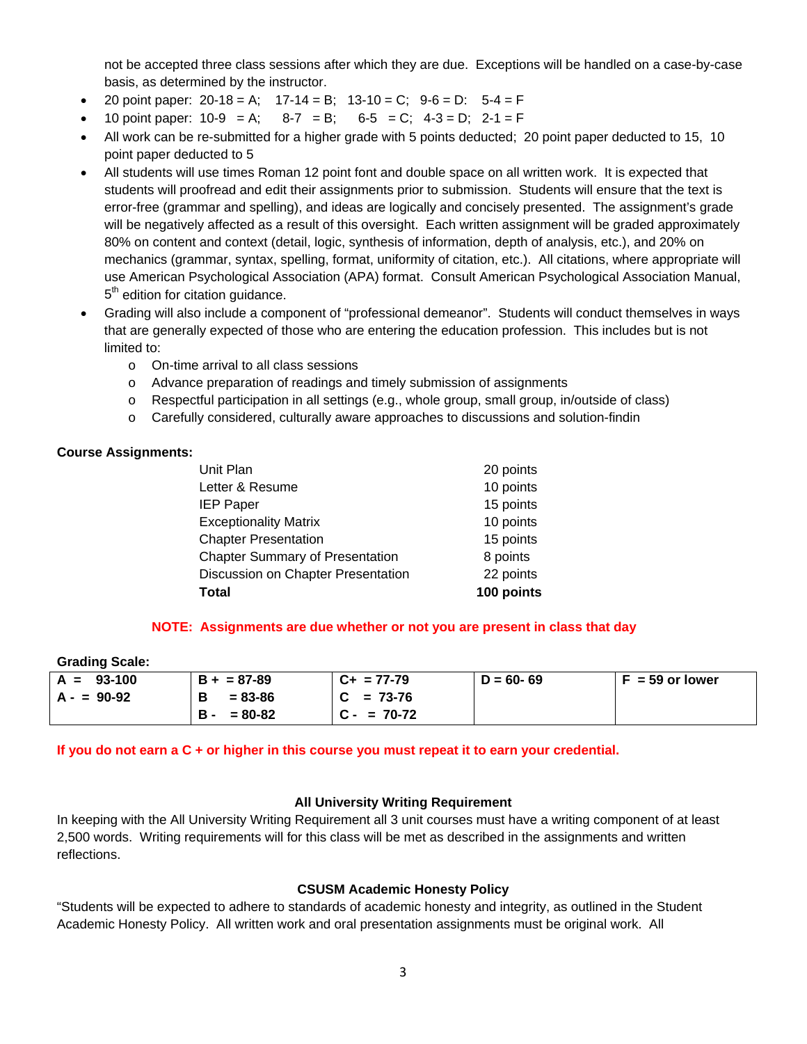not be accepted three class sessions after which they are due. Exceptions will be handled on a case-by-case basis, as determined by the instructor.

- 20 point paper: 20-18 = A; 17-14 = B; 13-10 = C; 9-6 = D: 5-4 = F
- 10 point paper: 10-9 = A; 8-7 = B; 6-5 = C; 4-3 = D; 2-1 = F
- All work can be re-submitted for a higher grade with 5 points deducted; 20 point paper deducted to 15, 10 point paper deducted to 5
- All students will use times Roman 12 point font and double space on all written work. It is expected that students will proofread and edit their assignments prior to submission. Students will ensure that the text is error-free (grammar and spelling), and ideas are logically and concisely presented. The assignment's grade will be negatively affected as a result of this oversight. Each written assignment will be graded approximately 80% on content and context (detail, logic, synthesis of information, depth of analysis, etc.), and 20% on mechanics (grammar, syntax, spelling, format, uniformity of citation, etc.). All citations, where appropriate will use American Psychological Association (APA) format. Consult American Psychological Association Manual, 5th edition for citation guidance.
- Grading will also include a component of "professional demeanor". Students will conduct themselves in ways that are generally expected of those who are entering the education profession. This includes but is not limited to:
  - On-time arrival to all class sessions
  - Advance preparation of readings and timely submission of assignments
  - Respectful participation in all settings (e.g., whole group, small group, in/outside of class)
  - Carefully considered, culturally aware approaches to discussions and solution-findin

**Course Assignments:**

| Assignment | Points |
|---|---|
| Unit Plan | 20 points |
| Letter & Resume | 10 points |
| IEP Paper | 15 points |
| Exceptionality Matrix | 10 points |
| Chapter Presentation | 15 points |
| Chapter Summary of Presentation | 8 points |
| Discussion on Chapter Presentation | 22 points |
| **Total** | **100 points** |

**NOTE: Assignments are due whether or not you are present in class that day**

**Grading Scale:**

| | | | | |
|---|---|---|---|---|
| **A = 93-100** | **B + = 87-89** | **C+ = 77-79** | **D = 60- 69** | **F = 59 or lower** |
| **A - = 90-92** | **B = 83-86** | **C = 73-76** | | |
| | **B - = 80-82** | **C - = 70-72** | | |

**If you do not earn a C + or higher in this course you must repeat it to earn your credential.**

### All University Writing Requirement

In keeping with the All University Writing Requirement all 3 unit courses must have a writing component of at least 2,500 words. Writing requirements will for this class will be met as described in the assignments and written reflections.

### CSUSM Academic Honesty Policy

"Students will be expected to adhere to standards of academic honesty and integrity, as outlined in the Student Academic Honesty Policy. All written work and oral presentation assignments must be original work. All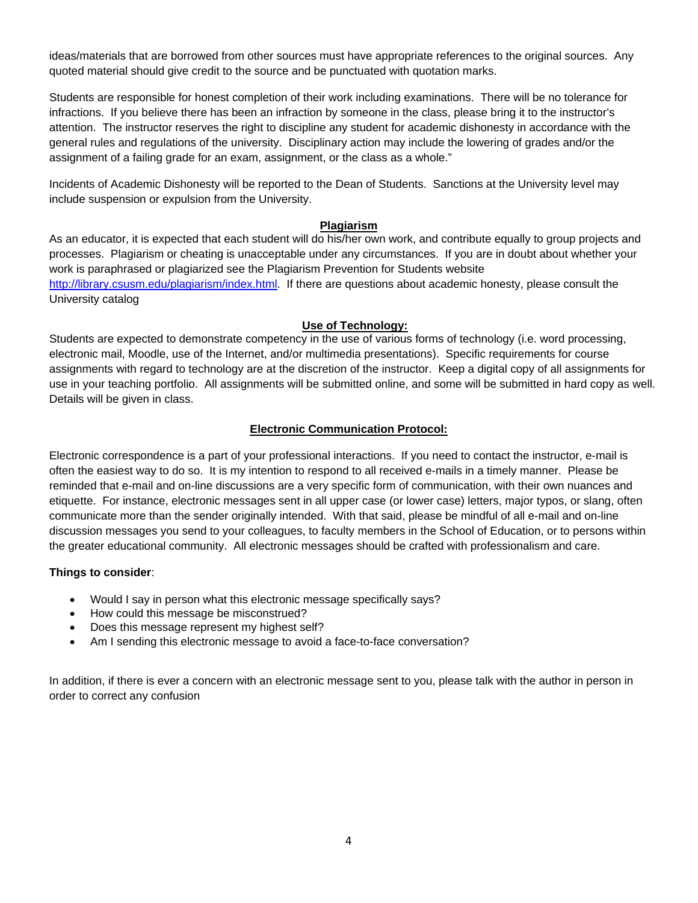ideas/materials that are borrowed from other sources must have appropriate references to the original sources. Any quoted material should give credit to the source and be punctuated with quotation marks.

Students are responsible for honest completion of their work including examinations. There will be no tolerance for infractions. If you believe there has been an infraction by someone in the class, please bring it to the instructor's attention. The instructor reserves the right to discipline any student for academic dishonesty in accordance with the general rules and regulations of the university. Disciplinary action may include the lowering of grades and/or the assignment of a failing grade for an exam, assignment, or the class as a whole."

Incidents of Academic Dishonesty will be reported to the Dean of Students. Sanctions at the University level may include suspension or expulsion from the University.

## Plagiarism

As an educator, it is expected that each student will do his/her own work, and contribute equally to group projects and processes. Plagiarism or cheating is unacceptable under any circumstances. If you are in doubt about whether your work is paraphrased or plagiarized see the Plagiarism Prevention for Students website http://library.csusm.edu/plagiarism/index.html. If there are questions about academic honesty, please consult the University catalog

## Use of Technology:

Students are expected to demonstrate competency in the use of various forms of technology (i.e. word processing, electronic mail, Moodle, use of the Internet, and/or multimedia presentations). Specific requirements for course assignments with regard to technology are at the discretion of the instructor. Keep a digital copy of all assignments for use in your teaching portfolio. All assignments will be submitted online, and some will be submitted in hard copy as well. Details will be given in class.

## Electronic Communication Protocol:

Electronic correspondence is a part of your professional interactions. If you need to contact the instructor, e-mail is often the easiest way to do so. It is my intention to respond to all received e-mails in a timely manner. Please be reminded that e-mail and on-line discussions are a very specific form of communication, with their own nuances and etiquette. For instance, electronic messages sent in all upper case (or lower case) letters, major typos, or slang, often communicate more than the sender originally intended. With that said, please be mindful of all e-mail and on-line discussion messages you send to your colleagues, to faculty members in the School of Education, or to persons within the greater educational community. All electronic messages should be crafted with professionalism and care.

**Things to consider**:

- Would I say in person what this electronic message specifically says?
- How could this message be misconstrued?
- Does this message represent my highest self?
- Am I sending this electronic message to avoid a face-to-face conversation?

In addition, if there is ever a concern with an electronic message sent to you, please talk with the author in person in order to correct any confusion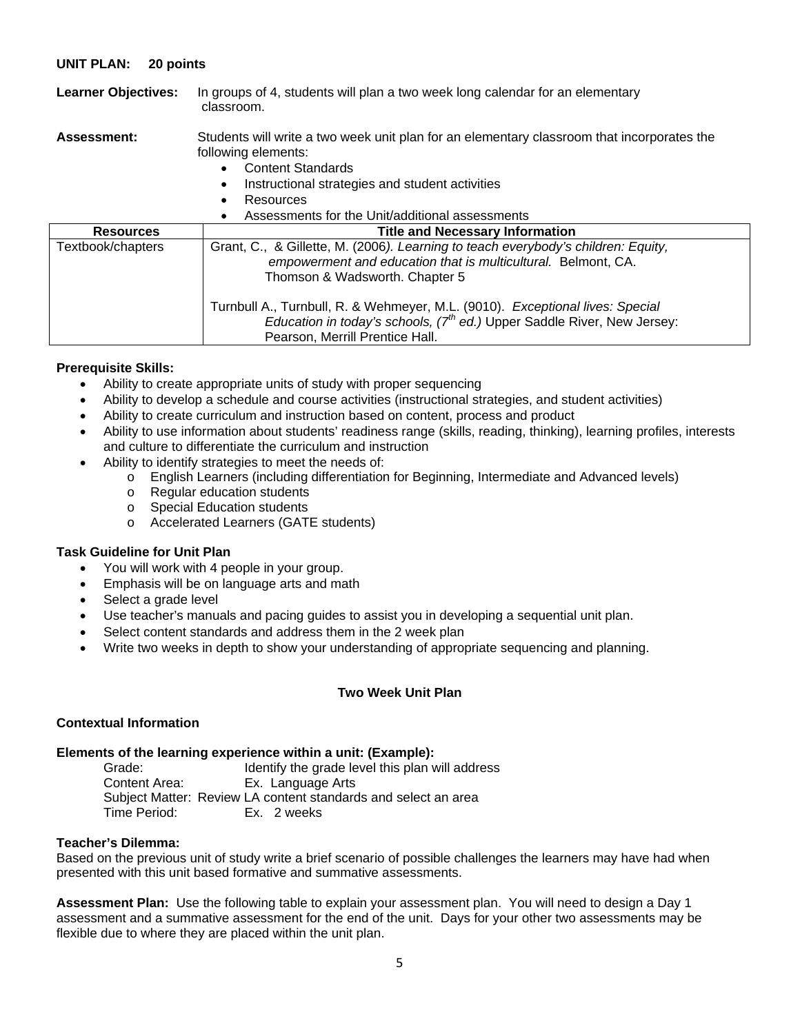**UNIT PLAN: 20 points**

**Learner Objectives:** In groups of 4, students will plan a two week long calendar for an elementary classroom.

**Assessment:** Students will write a two week unit plan for an elementary classroom that incorporates the following elements:

- Content Standards
- Instructional strategies and student activities
- Resources
- Assessments for the Unit/additional assessments

| Resources | Title and Necessary Information |
|---|---|
| Textbook/chapters | Grant, C., & Gillette, M. (2006*). Learning to teach everybody's children: Equity, empowerment and education that is multicultural.* Belmont, CA. Thomson & Wadsworth. Chapter 5<br><br>Turnbull A., Turnbull, R. & Wehmeyer, M.L. (9010). *Exceptional lives: Special Education in today's schools, (7th ed.)* Upper Saddle River, New Jersey: Pearson, Merrill Prentice Hall. |

**Prerequisite Skills:**

- Ability to create appropriate units of study with proper sequencing
- Ability to develop a schedule and course activities (instructional strategies, and student activities)
- Ability to create curriculum and instruction based on content, process and product
- Ability to use information about students' readiness range (skills, reading, thinking), learning profiles, interests and culture to differentiate the curriculum and instruction
- Ability to identify strategies to meet the needs of:
  - English Learners (including differentiation for Beginning, Intermediate and Advanced levels)
  - Regular education students
  - Special Education students
  - Accelerated Learners (GATE students)

**Task Guideline for Unit Plan**

- You will work with 4 people in your group.
- Emphasis will be on language arts and math
- Select a grade level
- Use teacher's manuals and pacing guides to assist you in developing a sequential unit plan.
- Select content standards and address them in the 2 week plan
- Write two weeks in depth to show your understanding of appropriate sequencing and planning.

**Two Week Unit Plan**

**Contextual Information**

**Elements of the learning experience within a unit: (Example):**

Grade: Identify the grade level this plan will address
Content Area: Ex. Language Arts
Subject Matter: Review LA content standards and select an area
Time Period: Ex. 2 weeks

**Teacher's Dilemma:**
Based on the previous unit of study write a brief scenario of possible challenges the learners may have had when presented with this unit based formative and summative assessments.

**Assessment Plan:** Use the following table to explain your assessment plan. You will need to design a Day 1 assessment and a summative assessment for the end of the unit. Days for your other two assessments may be flexible due to where they are placed within the unit plan.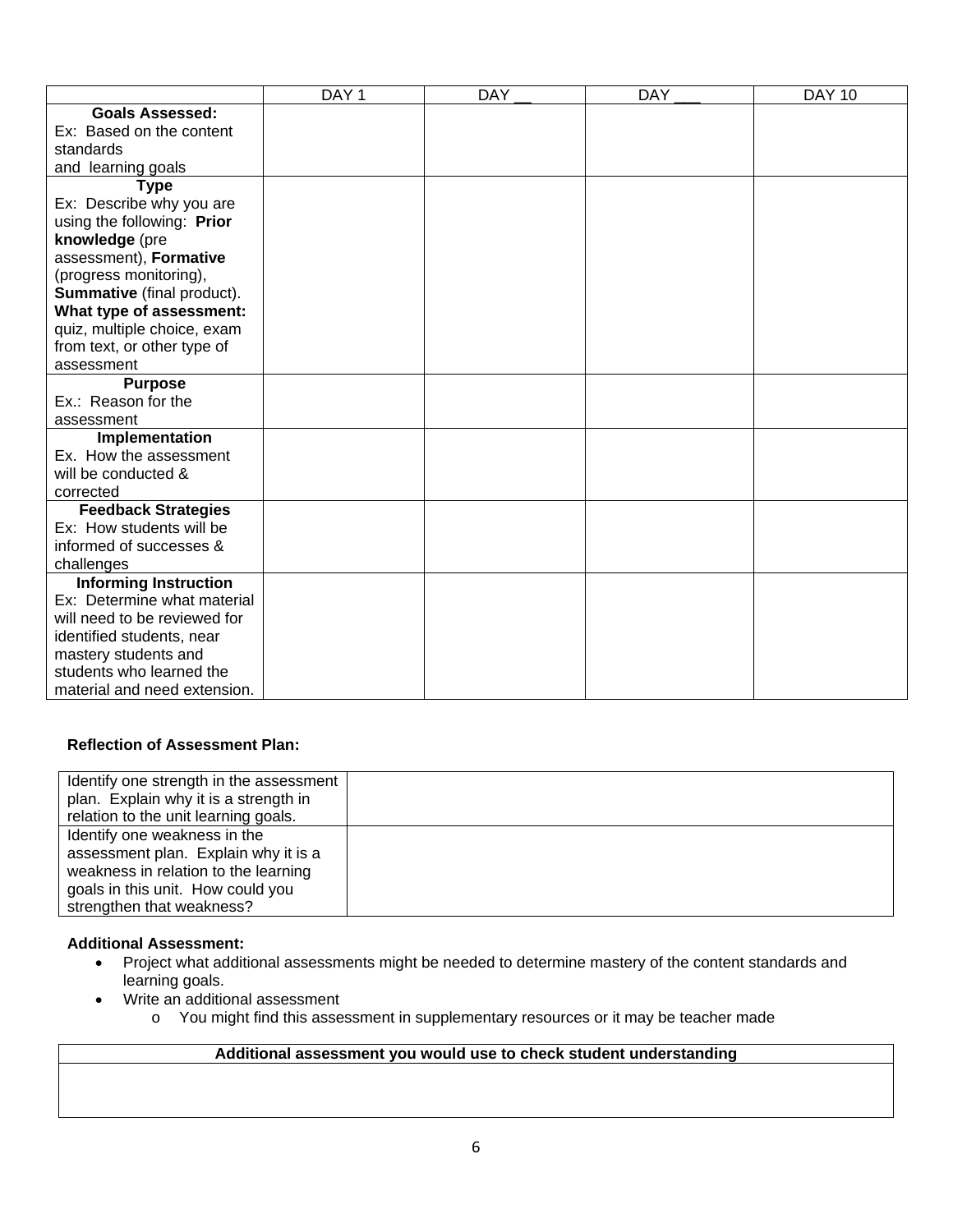| | DAY 1 | DAY __ | DAY ___ | DAY 10 |
|---|---|---|---|---|
| **Goals Assessed:** Ex: Based on the content standards and learning goals | | | | |
| **Type** Ex: Describe why you are using the following: **Prior knowledge** (pre assessment), **Formative** (progress monitoring), **Summative** (final product). **What type of assessment:** quiz, multiple choice, exam from text, or other type of assessment | | | | |
| **Purpose** Ex.: Reason for the assessment | | | | |
| **Implementation** Ex. How the assessment will be conducted & corrected | | | | |
| **Feedback Strategies** Ex: How students will be informed of successes & challenges | | | | |
| **Informing Instruction** Ex: Determine what material will need to be reviewed for identified students, near mastery students and students who learned the material and need extension. | | | | |

**Reflection of Assessment Plan:**

| | |
|---|---|
| Identify one strength in the assessment plan. Explain why it is a strength in relation to the unit learning goals. | |
| Identify one weakness in the assessment plan. Explain why it is a weakness in relation to the learning goals in this unit. How could you strengthen that weakness? | |

**Additional Assessment:**

- Project what additional assessments might be needed to determine mastery of the content standards and learning goals.
- Write an additional assessment
  - You might find this assessment in supplementary resources or it may be teacher made

| **Additional assessment you would use to check student understanding** |
|---|
| |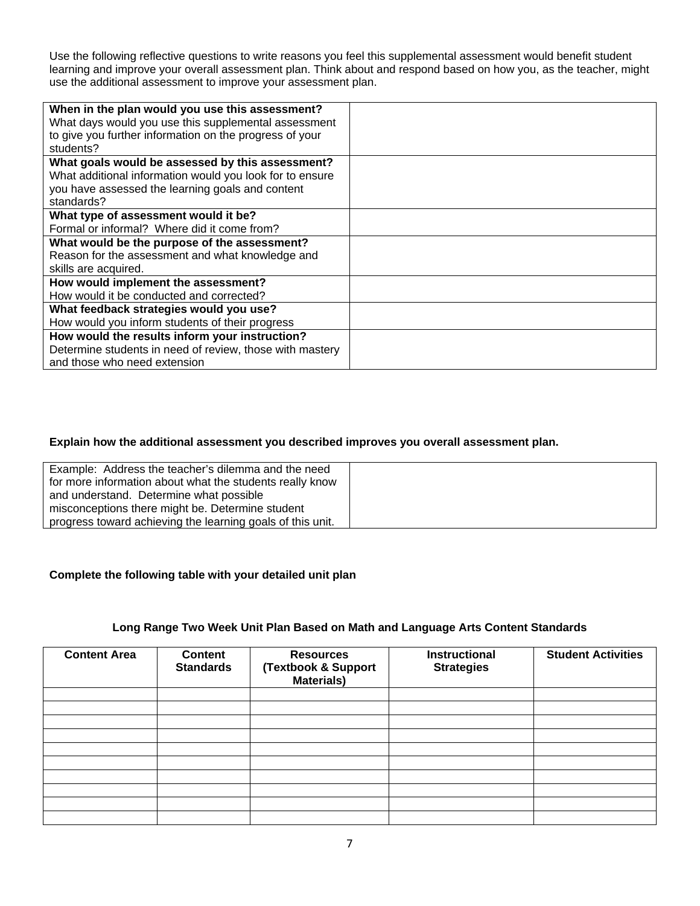Use the following reflective questions to write reasons you feel this supplemental assessment would benefit student learning and improve your overall assessment plan. Think about and respond based on how you, as the teacher, might use the additional assessment to improve your assessment plan.

| | |
|---|---|
| **When in the plan would you use this assessment?** What days would you use this supplemental assessment to give you further information on the progress of your students? | |
| **What goals would be assessed by this assessment?** What additional information would you look for to ensure you have assessed the learning goals and content standards? | |
| **What type of assessment would it be?** Formal or informal? Where did it come from? | |
| **What would be the purpose of the assessment?** Reason for the assessment and what knowledge and skills are acquired. | |
| **How would implement the assessment?** How would it be conducted and corrected? | |
| **What feedback strategies would you use?** How would you inform students of their progress | |
| **How would the results inform your instruction?** Determine students in need of review, those with mastery and those who need extension | |

**Explain how the additional assessment you described improves you overall assessment plan.**

| | |
|---|---|
| Example: Address the teacher's dilemma and the need for more information about what the students really know and understand. Determine what possible misconceptions there might be. Determine student progress toward achieving the learning goals of this unit. | |

**Complete the following table with your detailed unit plan**

**Long Range Two Week Unit Plan Based on Math and Language Arts Content Standards**

| Content Area | Content Standards | Resources (Textbook & Support Materials) | Instructional Strategies | Student Activities |
|---|---|---|---|---|
| | | | | |
| | | | | |
| | | | | |
| | | | | |
| | | | | |
| | | | | |
| | | | | |
| | | | | |
| | | | | |
| | | | | |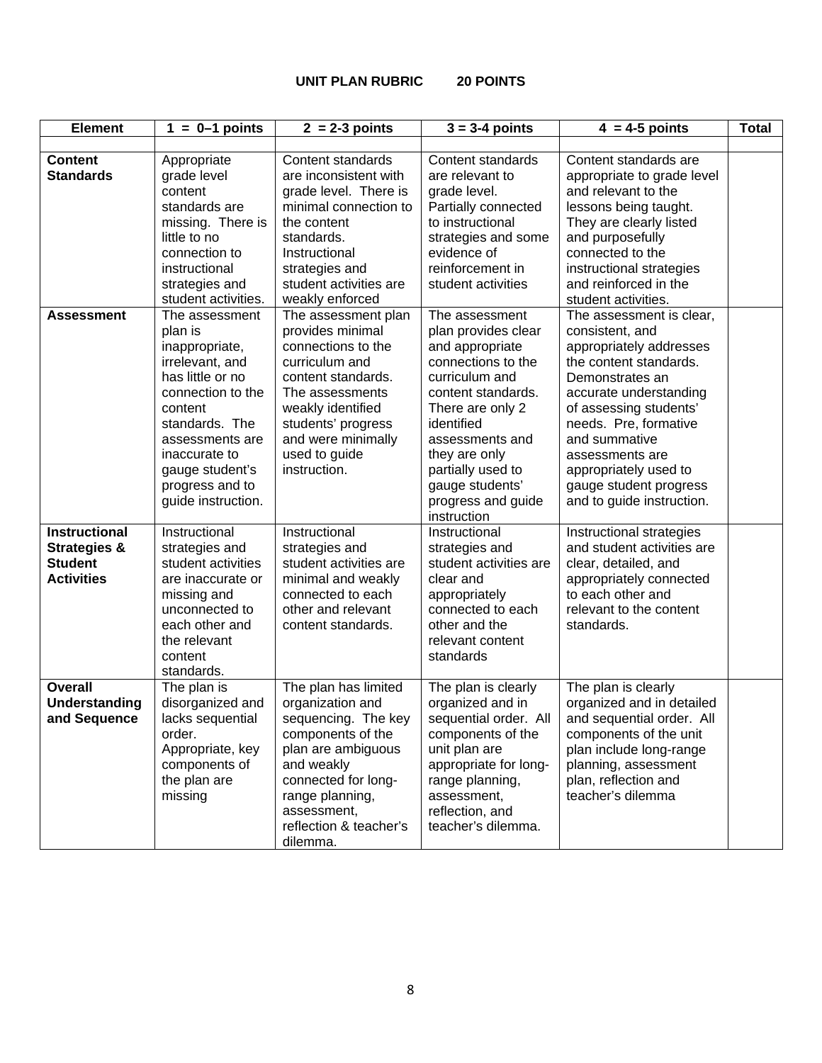**UNIT PLAN RUBRIC 20 POINTS**

| Element | 1 = 0–1 points | 2 = 2-3 points | 3 = 3-4 points | 4 = 4-5 points | Total |
|---|---|---|---|---|---|
| | | | | | |
| **Content Standards** | Appropriate grade level content standards are missing. There is little to no connection to instructional strategies and student activities. | Content standards are inconsistent with grade level. There is minimal connection to the content standards. Instructional strategies and student activities are weakly enforced | Content standards are relevant to grade level. Partially connected to instructional strategies and some evidence of reinforcement in student activities | Content standards are appropriate to grade level and relevant to the lessons being taught. They are clearly listed and purposefully connected to the instructional strategies and reinforced in the student activities. | |
| **Assessment** | The assessment plan is inappropriate, irrelevant, and has little or no connection to the content standards. The assessments are inaccurate to gauge student's progress and to guide instruction. | The assessment plan provides minimal connections to the curriculum and content standards. The assessments weakly identified students' progress and were minimally used to guide instruction. | The assessment plan provides clear and appropriate connections to the curriculum and content standards. There are only 2 identified assessments and they are only partially used to gauge students' progress and guide instruction | The assessment is clear, consistent, and appropriately addresses the content standards. Demonstrates an accurate understanding of assessing students' needs. Pre, formative and summative assessments are appropriately used to gauge student progress and to guide instruction. | |
| **Instructional Strategies & Student Activities** | Instructional strategies and student activities are inaccurate or missing and unconnected to each other and the relevant content standards. | Instructional strategies and student activities are minimal and weakly connected to each other and relevant content standards. | Instructional strategies and student activities are clear and appropriately connected to each other and the relevant content standards | Instructional strategies and student activities are clear, detailed, and appropriately connected to each other and relevant to the content standards. | |
| **Overall Understanding and Sequence** | The plan is disorganized and lacks sequential order. Appropriate, key components of the plan are missing | The plan has limited organization and sequencing. The key components of the plan are ambiguous and weakly connected for long-range planning, assessment, reflection & teacher's dilemma. | The plan is clearly organized and in sequential order. All components of the unit plan are appropriate for long-range planning, assessment, reflection, and teacher's dilemma. | The plan is clearly organized and in detailed and sequential order. All components of the unit plan include long-range planning, assessment plan, reflection and teacher's dilemma | |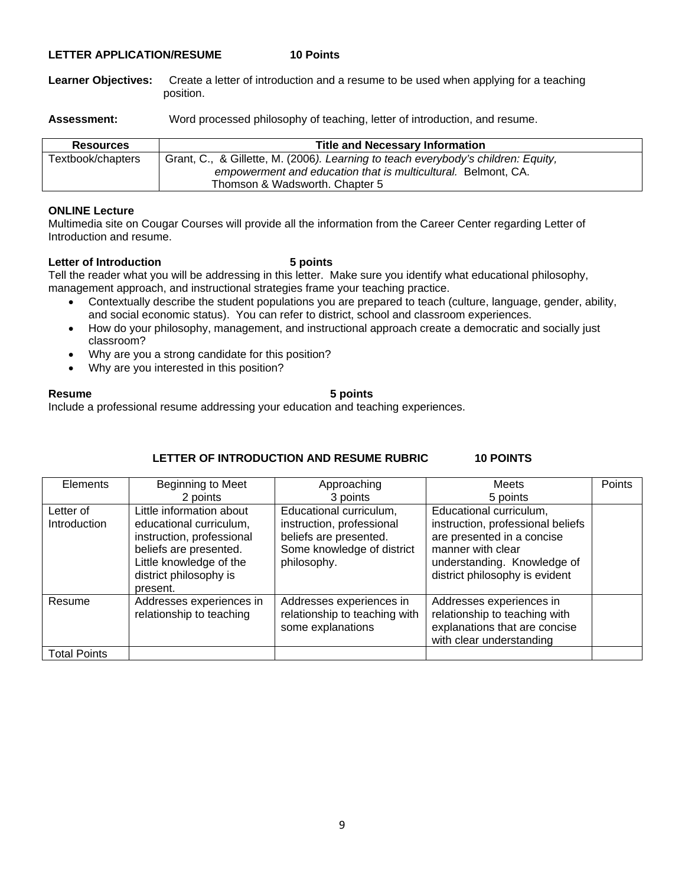**LETTER APPLICATION/RESUME 10 Points**

**Learner Objectives:** Create a letter of introduction and a resume to be used when applying for a teaching position.

**Assessment:** Word processed philosophy of teaching, letter of introduction, and resume.

| Resources | Title and Necessary Information |
|---|---|
| Textbook/chapters | Grant, C., & Gillette, M. (2006*). Learning to teach everybody's children: Equity, empowerment and education that is multicultural.* Belmont, CA. Thomson & Wadsworth. Chapter 5 |

**ONLINE Lecture**

Multimedia site on Cougar Courses will provide all the information from the Career Center regarding Letter of Introduction and resume.

**Letter of Introduction 5 points**

Tell the reader what you will be addressing in this letter. Make sure you identify what educational philosophy, management approach, and instructional strategies frame your teaching practice.

- Contextually describe the student populations you are prepared to teach (culture, language, gender, ability, and social economic status). You can refer to district, school and classroom experiences.
- How do your philosophy, management, and instructional approach create a democratic and socially just classroom?
- Why are you a strong candidate for this position?
- Why are you interested in this position?

**Resume 5 points**

Include a professional resume addressing your education and teaching experiences.

**LETTER OF INTRODUCTION AND RESUME RUBRIC 10 POINTS**

| Elements | Beginning to Meet<br>2 points | Approaching<br>3 points | Meets<br>5 points | Points |
|---|---|---|---|---|
| Letter of Introduction | Little information about educational curriculum, instruction, professional beliefs are presented. Little knowledge of the district philosophy is present. | Educational curriculum, instruction, professional beliefs are presented. Some knowledge of district philosophy. | Educational curriculum, instruction, professional beliefs are presented in a concise manner with clear understanding. Knowledge of district philosophy is evident | |
| Resume | Addresses experiences in relationship to teaching | Addresses experiences in relationship to teaching with some explanations | Addresses experiences in relationship to teaching with explanations that are concise with clear understanding | |
| Total Points | | | | |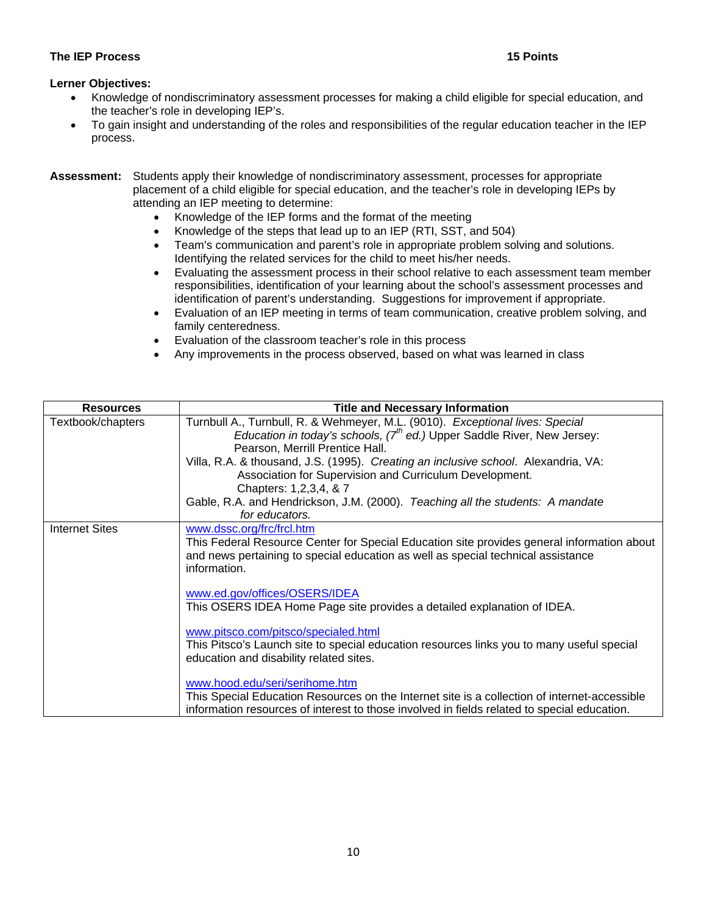**The IEP Process** **15 Points**

**Lerner Objectives:**

- Knowledge of nondiscriminatory assessment processes for making a child eligible for special education, and the teacher's role in developing IEP's.
- To gain insight and understanding of the roles and responsibilities of the regular education teacher in the IEP process.

**Assessment:** Students apply their knowledge of nondiscriminatory assessment, processes for appropriate placement of a child eligible for special education, and the teacher's role in developing IEPs by attending an IEP meeting to determine:

- Knowledge of the IEP forms and the format of the meeting
- Knowledge of the steps that lead up to an IEP (RTI, SST, and 504)
- Team's communication and parent's role in appropriate problem solving and solutions. Identifying the related services for the child to meet his/her needs.
- Evaluating the assessment process in their school relative to each assessment team member responsibilities, identification of your learning about the school's assessment processes and identification of parent's understanding. Suggestions for improvement if appropriate.
- Evaluation of an IEP meeting in terms of team communication, creative problem solving, and family centeredness.
- Evaluation of the classroom teacher's role in this process
- Any improvements in the process observed, based on what was learned in class

| Resources | Title and Necessary Information |
| --- | --- |
| Textbook/chapters | Turnbull A., Turnbull, R. & Wehmeyer, M.L. (9010). *Exceptional lives: Special Education in today's schools, (7th ed.)* Upper Saddle River, New Jersey: Pearson, Merrill Prentice Hall.<br>Villa, R.A. & thousand, J.S. (1995). *Creating an inclusive school*. Alexandria, VA: Association for Supervision and Curriculum Development. Chapters: 1,2,3,4, & 7<br>Gable, R.A. and Hendrickson, J.M. (2000). *Teaching all the students: A mandate for educators.* |
| Internet Sites | www.dssc.org/frc/frcl.htm<br>This Federal Resource Center for Special Education site provides general information about and news pertaining to special education as well as special technical assistance information.<br><br>www.ed.gov/offices/OSERS/IDEA<br>This OSERS IDEA Home Page site provides a detailed explanation of IDEA.<br><br>www.pitsco.com/pitsco/specialed.html<br>This Pitsco's Launch site to special education resources links you to many useful special education and disability related sites.<br><br>www.hood.edu/seri/serihome.htm<br>This Special Education Resources on the Internet site is a collection of internet-accessible information resources of interest to those involved in fields related to special education. |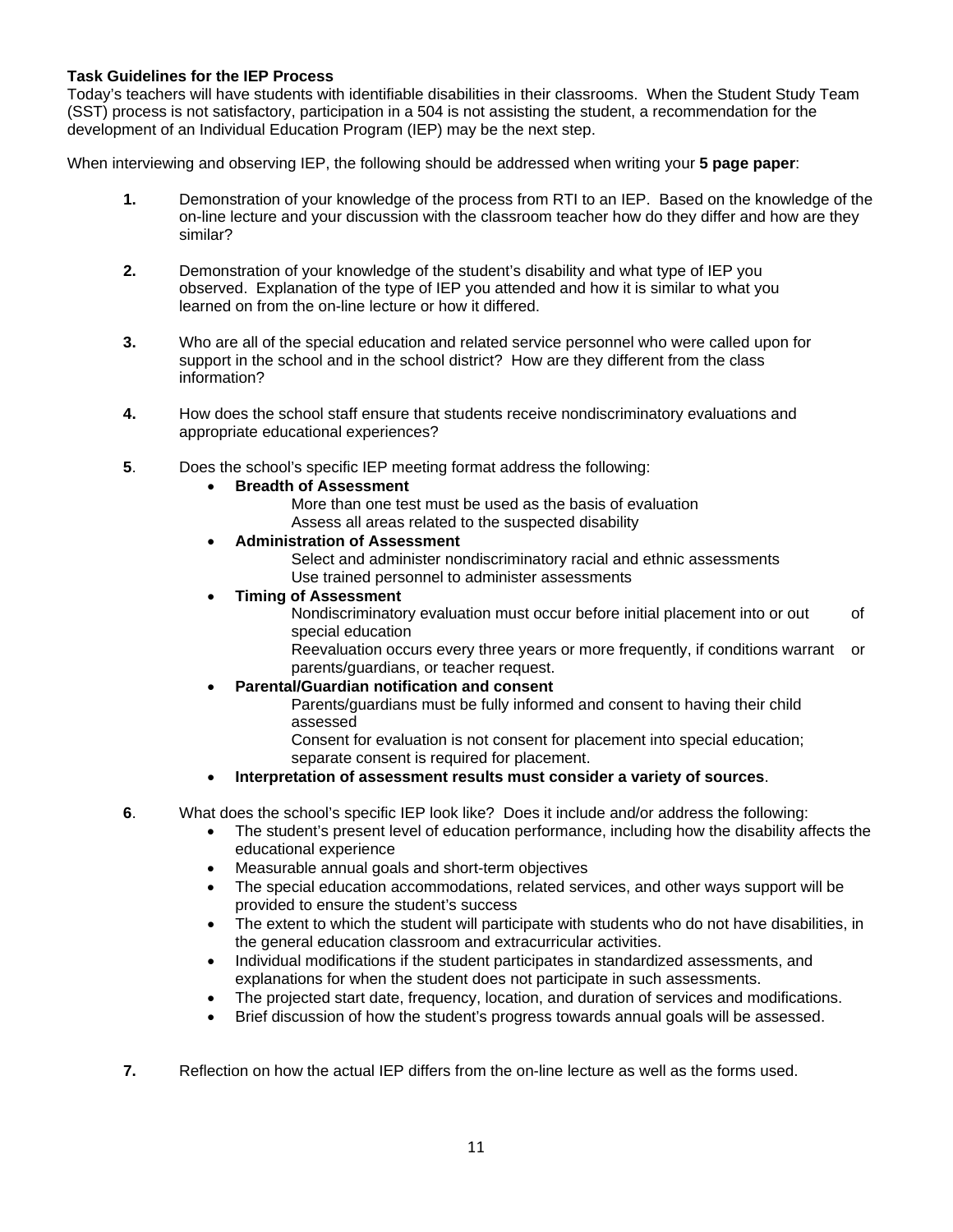**Task Guidelines for the IEP Process**

Today's teachers will have students with identifiable disabilities in their classrooms. When the Student Study Team (SST) process is not satisfactory, participation in a 504 is not assisting the student, a recommendation for the development of an Individual Education Program (IEP) may be the next step.

When interviewing and observing IEP, the following should be addressed when writing your **5 page paper**:

**1.** Demonstration of your knowledge of the process from RTI to an IEP. Based on the knowledge of the on-line lecture and your discussion with the classroom teacher how do they differ and how are they similar?

**2.** Demonstration of your knowledge of the student's disability and what type of IEP you observed. Explanation of the type of IEP you attended and how it is similar to what you learned on from the on-line lecture or how it differed.

**3.** Who are all of the special education and related service personnel who were called upon for support in the school and in the school district? How are they different from the class information?

**4.** How does the school staff ensure that students receive nondiscriminatory evaluations and appropriate educational experiences?

**5**. Does the school's specific IEP meeting format address the following:

- **Breadth of Assessment**
  - More than one test must be used as the basis of evaluation
  - Assess all areas related to the suspected disability
- **Administration of Assessment**
  - Select and administer nondiscriminatory racial and ethnic assessments
  - Use trained personnel to administer assessments
- **Timing of Assessment**
  - Nondiscriminatory evaluation must occur before initial placement into or out of special education
  - Reevaluation occurs every three years or more frequently, if conditions warrant or parents/guardians, or teacher request.
- **Parental/Guardian notification and consent**
  - Parents/guardians must be fully informed and consent to having their child assessed
  - Consent for evaluation is not consent for placement into special education; separate consent is required for placement.
- **Interpretation of assessment results must consider a variety of sources**.

**6**. What does the school's specific IEP look like? Does it include and/or address the following:

- The student's present level of education performance, including how the disability affects the educational experience
- Measurable annual goals and short-term objectives
- The special education accommodations, related services, and other ways support will be provided to ensure the student's success
- The extent to which the student will participate with students who do not have disabilities, in the general education classroom and extracurricular activities.
- Individual modifications if the student participates in standardized assessments, and explanations for when the student does not participate in such assessments.
- The projected start date, frequency, location, and duration of services and modifications.
- Brief discussion of how the student's progress towards annual goals will be assessed.

**7.** Reflection on how the actual IEP differs from the on-line lecture as well as the forms used.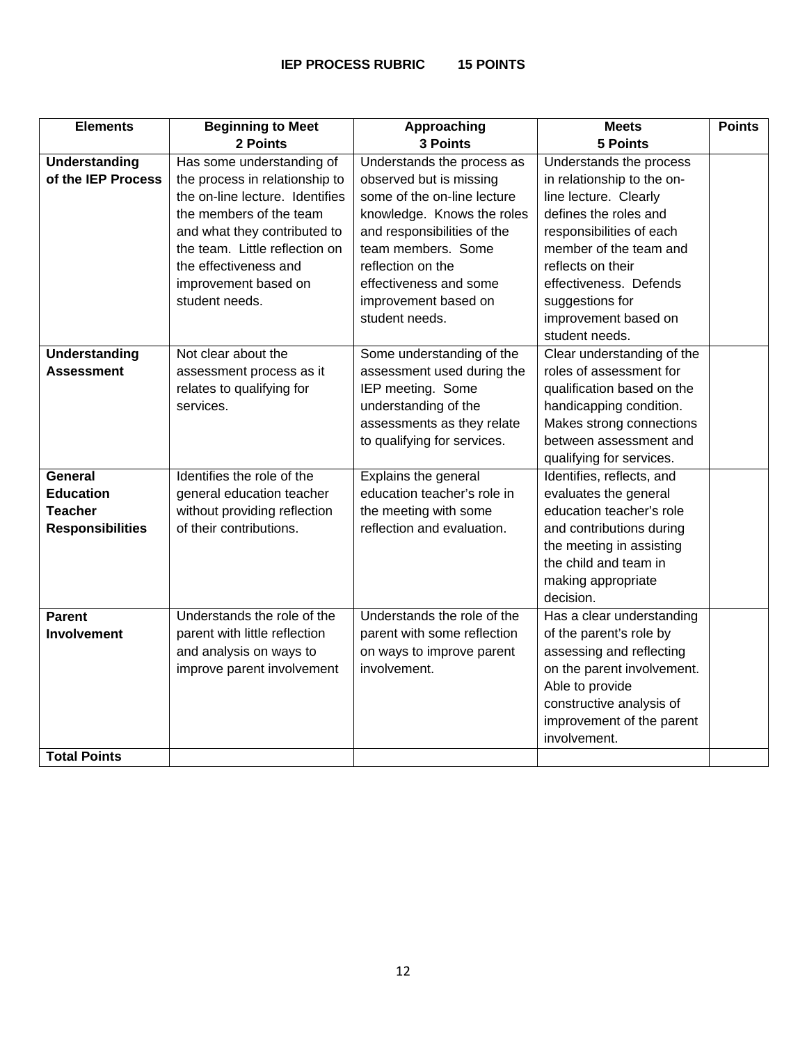**IEP PROCESS RUBRIC 15 POINTS**

| Elements | Beginning to Meet<br>2 Points | Approaching<br>3 Points | Meets<br>5 Points | Points |
|---|---|---|---|---|
| **Understanding of the IEP Process** | Has some understanding of the process in relationship to the on-line lecture. Identifies the members of the team and what they contributed to the team. Little reflection on the effectiveness and improvement based on student needs. | Understands the process as observed but is missing some of the on-line lecture knowledge. Knows the roles and responsibilities of the team members. Some reflection on the effectiveness and some improvement based on student needs. | Understands the process in relationship to the on-line lecture. Clearly defines the roles and responsibilities of each member of the team and reflects on their effectiveness. Defends suggestions for improvement based on student needs. | |
| **Understanding Assessment** | Not clear about the assessment process as it relates to qualifying for services. | Some understanding of the assessment used during the IEP meeting. Some understanding of the assessments as they relate to qualifying for services. | Clear understanding of the roles of assessment for qualification based on the handicapping condition. Makes strong connections between assessment and qualifying for services. | |
| **General Education Teacher Responsibilities** | Identifies the role of the general education teacher without providing reflection of their contributions. | Explains the general education teacher's role in the meeting with some reflection and evaluation. | Identifies, reflects, and evaluates the general education teacher's role and contributions during the meeting in assisting the child and team in making appropriate decision. | |
| **Parent Involvement** | Understands the role of the parent with little reflection and analysis on ways to improve parent involvement | Understands the role of the parent with some reflection on ways to improve parent involvement. | Has a clear understanding of the parent's role by assessing and reflecting on the parent involvement. Able to provide constructive analysis of improvement of the parent involvement. | |
| **Total Points** | | | | |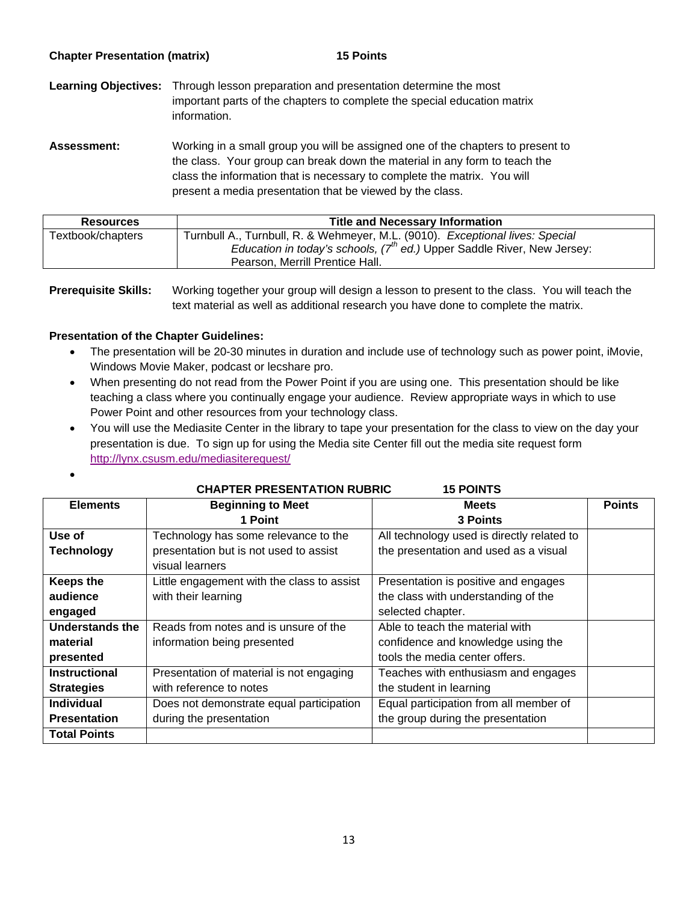**Chapter Presentation (matrix)** **15 Points**

**Learning Objectives:** Through lesson preparation and presentation determine the most important parts of the chapters to complete the special education matrix information.

**Assessment:** Working in a small group you will be assigned one of the chapters to present to the class. Your group can break down the material in any form to teach the class the information that is necessary to complete the matrix. You will present a media presentation that be viewed by the class.

| Resources | Title and Necessary Information |
|---|---|
| Textbook/chapters | Turnbull A., Turnbull, R. & Wehmeyer, M.L. (9010). *Exceptional lives: Special Education in today's schools, (7th ed.)* Upper Saddle River, New Jersey: Pearson, Merrill Prentice Hall. |

**Prerequisite Skills:** Working together your group will design a lesson to present to the class. You will teach the text material as well as additional research you have done to complete the matrix.

**Presentation of the Chapter Guidelines:**

- The presentation will be 20-30 minutes in duration and include use of technology such as power point, iMovie, Windows Movie Maker, podcast or lecshare pro.
- When presenting do not read from the Power Point if you are using one. This presentation should be like teaching a class where you continually engage your audience. Review appropriate ways in which to use Power Point and other resources from your technology class.
- You will use the Mediasite Center in the library to tape your presentation for the class to view on the day your presentation is due. To sign up for using the Media site Center fill out the media site request form http://lynx.csusm.edu/mediasiterequest/
- 

**CHAPTER PRESENTATION RUBRIC** **15 POINTS**

| Elements | Beginning to Meet<br>1 Point | Meets<br>3 Points | Points |
|---|---|---|---|
| **Use of Technology** | Technology has some relevance to the presentation but is not used to assist visual learners | All technology used is directly related to the presentation and used as a visual | |
| **Keeps the audience engaged** | Little engagement with the class to assist with their learning | Presentation is positive and engages the class with understanding of the selected chapter. | |
| **Understands the material presented** | Reads from notes and is unsure of the information being presented | Able to teach the material with confidence and knowledge using the tools the media center offers. | |
| **Instructional Strategies** | Presentation of material is not engaging with reference to notes | Teaches with enthusiasm and engages the student in learning | |
| **Individual Presentation** | Does not demonstrate equal participation during the presentation | Equal participation from all member of the group during the presentation | |
| **Total Points** | | | |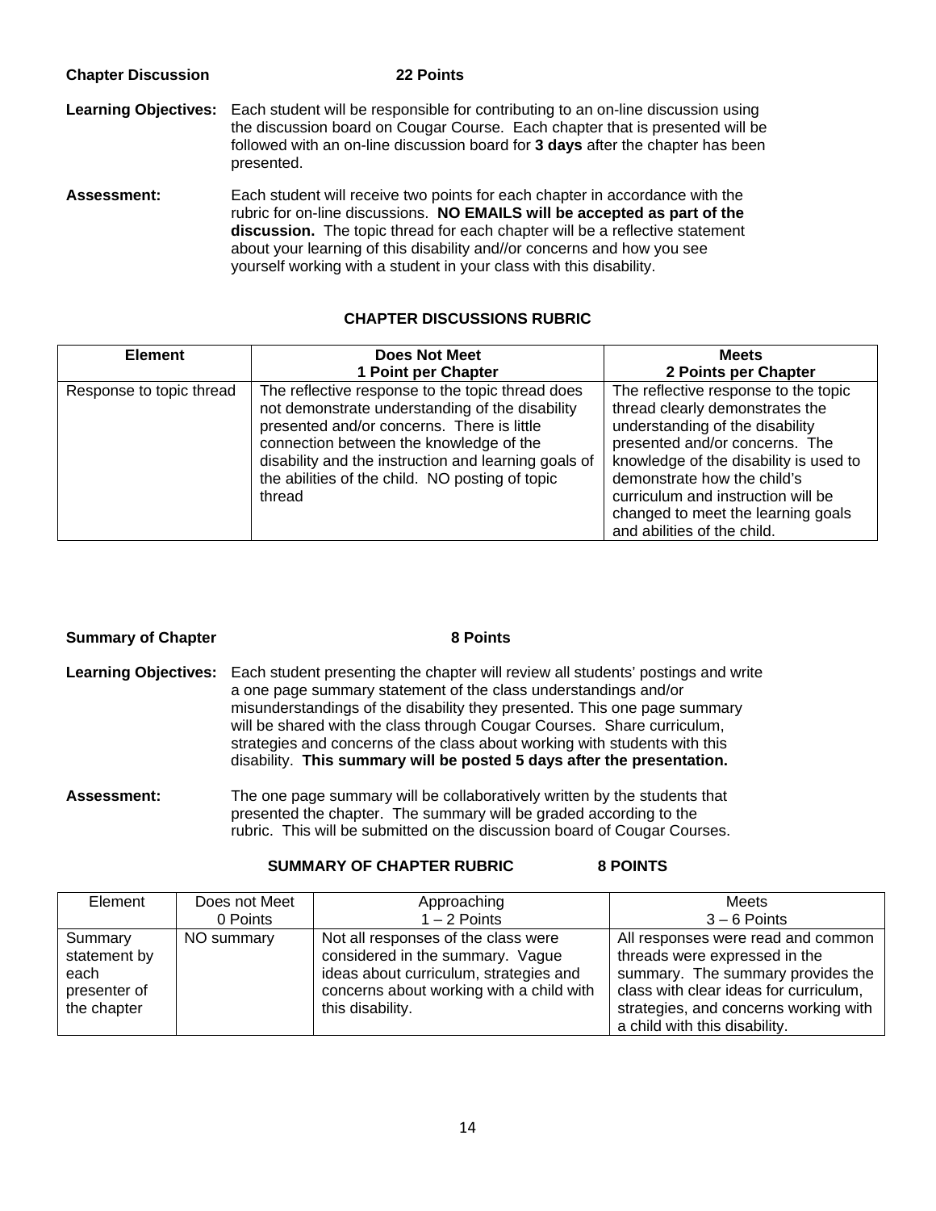**Chapter Discussion** **22 Points**

**Learning Objectives:** Each student will be responsible for contributing to an on-line discussion using the discussion board on Cougar Course. Each chapter that is presented will be followed with an on-line discussion board for **3 days** after the chapter has been presented.

**Assessment:** Each student will receive two points for each chapter in accordance with the rubric for on-line discussions. **NO EMAILS will be accepted as part of the discussion.** The topic thread for each chapter will be a reflective statement about your learning of this disability and//or concerns and how you see yourself working with a student in your class with this disability.

**CHAPTER DISCUSSIONS RUBRIC**

| **Element** | **Does Not Meet 1 Point per Chapter** | **Meets 2 Points per Chapter** |
|---|---|---|
| Response to topic thread | The reflective response to the topic thread does not demonstrate understanding of the disability presented and/or concerns. There is little connection between the knowledge of the disability and the instruction and learning goals of the abilities of the child. NO posting of topic thread | The reflective response to the topic thread clearly demonstrates the understanding of the disability presented and/or concerns. The knowledge of the disability is used to demonstrate how the child's curriculum and instruction will be changed to meet the learning goals and abilities of the child. |

**Summary of Chapter** **8 Points**

**Learning Objectives:** Each student presenting the chapter will review all students' postings and write a one page summary statement of the class understandings and/or misunderstandings of the disability they presented. This one page summary will be shared with the class through Cougar Courses. Share curriculum, strategies and concerns of the class about working with students with this disability. **This summary will be posted 5 days after the presentation.**

**Assessment:** The one page summary will be collaboratively written by the students that presented the chapter. The summary will be graded according to the rubric. This will be submitted on the discussion board of Cougar Courses.

**SUMMARY OF CHAPTER RUBRIC** **8 POINTS**

| Element | Does not Meet 0 Points | Approaching 1 – 2 Points | Meets 3 – 6 Points |
|---|---|---|---|
| Summary statement by each presenter of the chapter | NO summary | Not all responses of the class were considered in the summary. Vague ideas about curriculum, strategies and concerns about working with a child with this disability. | All responses were read and common threads were expressed in the summary. The summary provides the class with clear ideas for curriculum, strategies, and concerns working with a child with this disability. |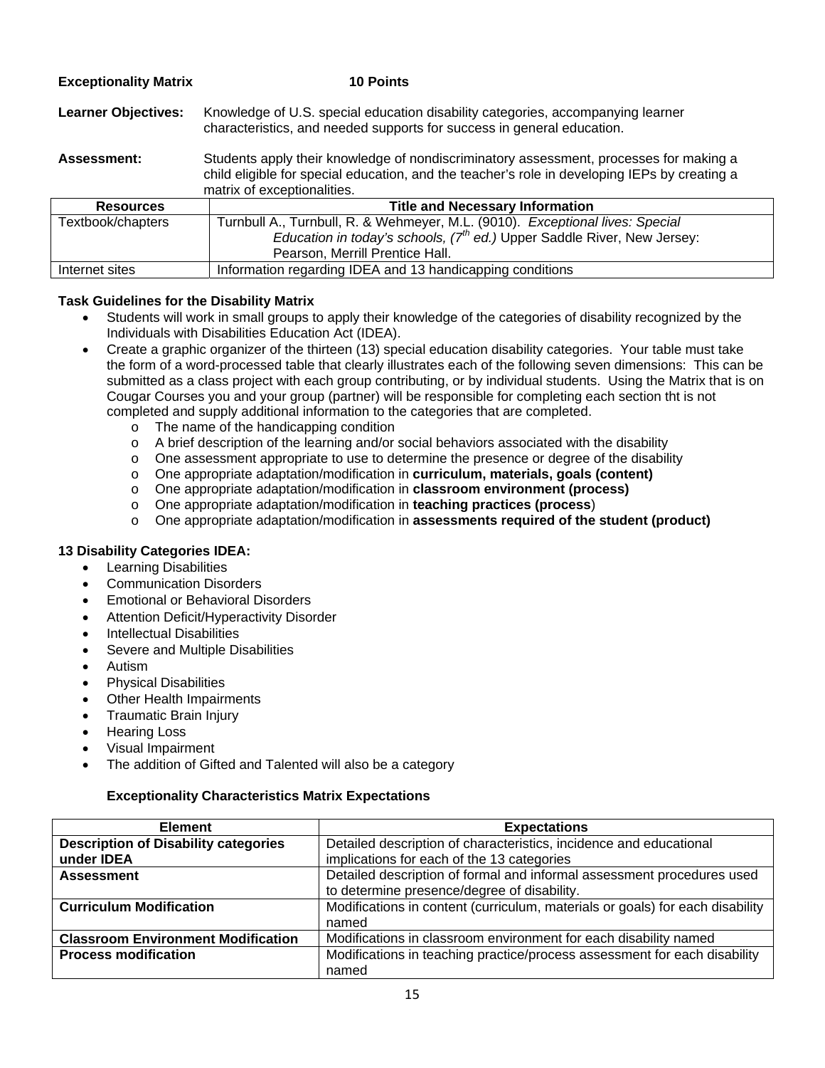**Exceptionality Matrix** **10 Points**

**Learner Objectives:** Knowledge of U.S. special education disability categories, accompanying learner characteristics, and needed supports for success in general education.

**Assessment:** Students apply their knowledge of nondiscriminatory assessment, processes for making a child eligible for special education, and the teacher's role in developing IEPs by creating a matrix of exceptionalities.

| Resources | Title and Necessary Information |
|---|---|
| Textbook/chapters | Turnbull A., Turnbull, R. & Wehmeyer, M.L. (9010). *Exceptional lives: Special Education in today's schools, (7th ed.)* Upper Saddle River, New Jersey: Pearson, Merrill Prentice Hall. |
| Internet sites | Information regarding IDEA and 13 handicapping conditions |

**Task Guidelines for the Disability Matrix**

- Students will work in small groups to apply their knowledge of the categories of disability recognized by the Individuals with Disabilities Education Act (IDEA).
- Create a graphic organizer of the thirteen (13) special education disability categories. Your table must take the form of a word-processed table that clearly illustrates each of the following seven dimensions: This can be submitted as a class project with each group contributing, or by individual students. Using the Matrix that is on Cougar Courses you and your group (partner) will be responsible for completing each section tht is not completed and supply additional information to the categories that are completed.
  - The name of the handicapping condition
  - A brief description of the learning and/or social behaviors associated with the disability
  - One assessment appropriate to use to determine the presence or degree of the disability
  - One appropriate adaptation/modification in **curriculum, materials, goals (content)**
  - One appropriate adaptation/modification in **classroom environment (process)**
  - One appropriate adaptation/modification in **teaching practices (process**)
  - One appropriate adaptation/modification in **assessments required of the student (product)**

**13 Disability Categories IDEA:**

- Learning Disabilities
- Communication Disorders
- Emotional or Behavioral Disorders
- Attention Deficit/Hyperactivity Disorder
- Intellectual Disabilities
- Severe and Multiple Disabilities
- Autism
- Physical Disabilities
- Other Health Impairments
- Traumatic Brain Injury
- Hearing Loss
- Visual Impairment
- The addition of Gifted and Talented will also be a category

**Exceptionality Characteristics Matrix Expectations**

| Element | Expectations |
|---|---|
| **Description of Disability categories under IDEA** | Detailed description of characteristics, incidence and educational implications for each of the 13 categories |
| **Assessment** | Detailed description of formal and informal assessment procedures used to determine presence/degree of disability. |
| **Curriculum Modification** | Modifications in content (curriculum, materials, or goals) for each disability named |
| **Classroom Environment Modification** | Modifications in classroom environment for each disability named |
| **Process modification** | Modifications in teaching practice/process assessment for each disability named |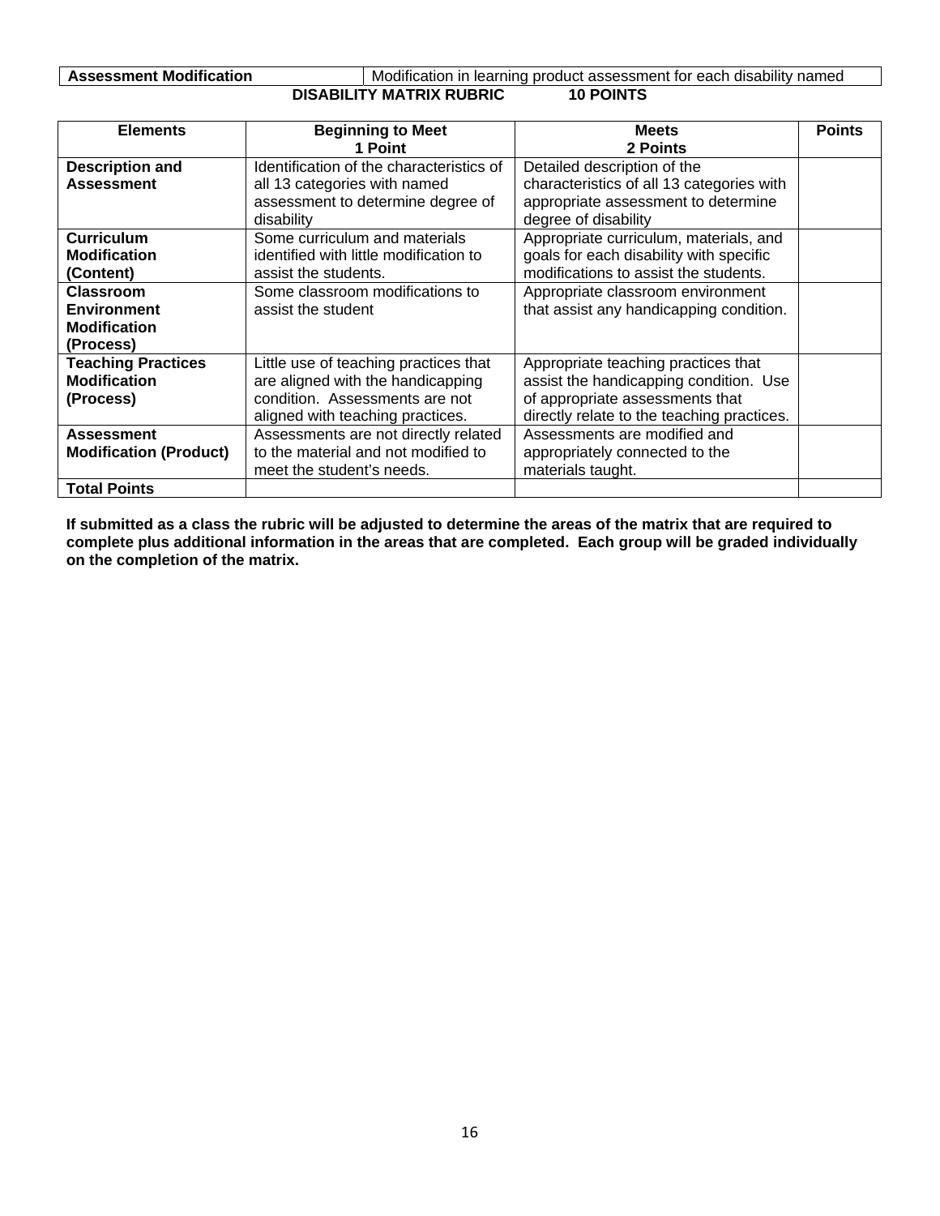| **Assessment Modification** | Modification in learning product assessment for each disability named |
|---|---|

**DISABILITY MATRIX RUBRIC 10 POINTS**

| Elements | Beginning to Meet<br>1 Point | Meets<br>2 Points | Points |
|---|---|---|---|
| **Description and Assessment** | Identification of the characteristics of all 13 categories with named assessment to determine degree of disability | Detailed description of the characteristics of all 13 categories with appropriate assessment to determine degree of disability | |
| **Curriculum Modification (Content)** | Some curriculum and materials identified with little modification to assist the students. | Appropriate curriculum, materials, and goals for each disability with specific modifications to assist the students. | |
| **Classroom Environment Modification (Process)** | Some classroom modifications to assist the student | Appropriate classroom environment that assist any handicapping condition. | |
| **Teaching Practices Modification (Process)** | Little use of teaching practices that are aligned with the handicapping condition. Assessments are not aligned with teaching practices. | Appropriate teaching practices that assist the handicapping condition. Use of appropriate assessments that directly relate to the teaching practices. | |
| **Assessment Modification (Product)** | Assessments are not directly related to the material and not modified to meet the student's needs. | Assessments are modified and appropriately connected to the materials taught. | |
| **Total Points** | | | |

**If submitted as a class the rubric will be adjusted to determine the areas of the matrix that are required to complete plus additional information in the areas that are completed. Each group will be graded individually on the completion of the matrix.**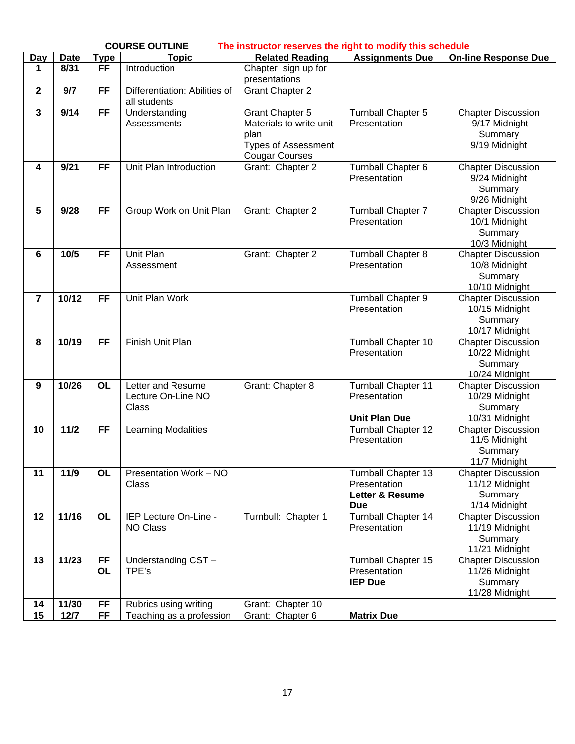**COURSE OUTLINE** **The instructor reserves the right to modify this schedule**

| Day | Date | Type | Topic | Related Reading | Assignments Due | On-line Response Due |
|---|---|---|---|---|---|---|
| **1** | **8/31** | **FF** | Introduction | Chapter sign up for presentations | | |
| **2** | **9/7** | **FF** | Differentiation: Abilities of all students | Grant Chapter 2 | | |
| **3** | **9/14** | **FF** | Understanding Assessments | Grant Chapter 5<br>Materials to write unit plan<br>Types of Assessment Cougar Courses | Turnball Chapter 5 Presentation | Chapter Discussion 9/17 Midnight<br>Summary 9/19 Midnight |
| **4** | **9/21** | **FF** | Unit Plan Introduction | Grant: Chapter 2 | Turnball Chapter 6 Presentation | Chapter Discussion 9/24 Midnight<br>Summary 9/26 Midnight |
| **5** | **9/28** | **FF** | Group Work on Unit Plan | Grant: Chapter 2 | Turnball Chapter 7 Presentation | Chapter Discussion 10/1 Midnight<br>Summary 10/3 Midnight |
| **6** | **10/5** | **FF** | Unit Plan Assessment | Grant: Chapter 2 | Turnball Chapter 8 Presentation | Chapter Discussion 10/8 Midnight<br>Summary 10/10 Midnight |
| **7** | **10/12** | **FF** | Unit Plan Work | | Turnball Chapter 9 Presentation | Chapter Discussion 10/15 Midnight<br>Summary 10/17 Midnight |
| **8** | **10/19** | **FF** | Finish Unit Plan | | Turnball Chapter 10 Presentation | Chapter Discussion 10/22 Midnight<br>Summary 10/24 Midnight |
| **9** | **10/26** | **OL** | Letter and Resume Lecture On-Line NO Class | Grant: Chapter 8 | Turnball Chapter 11 Presentation<br>**Unit Plan Due** | Chapter Discussion 10/29 Midnight<br>Summary 10/31 Midnight |
| **10** | **11/2** | **FF** | Learning Modalities | | Turnball Chapter 12 Presentation | Chapter Discussion 11/5 Midnight<br>Summary 11/7 Midnight |
| **11** | **11/9** | **OL** | Presentation Work – NO Class | | Turnball Chapter 13 Presentation<br>**Letter & Resume Due** | Chapter Discussion 11/12 Midnight<br>Summary 1/14 Midnight |
| **12** | **11/16** | **OL** | IEP Lecture On-Line - NO Class | Turnbull: Chapter 1 | Turnball Chapter 14 Presentation | Chapter Discussion 11/19 Midnight<br>Summary 11/21 Midnight |
| **13** | **11/23** | **FF OL** | Understanding CST – TPE's | | Turnball Chapter 15 Presentation<br>**IEP Due** | Chapter Discussion 11/26 Midnight<br>Summary 11/28 Midnight |
| **14** | **11/30** | **FF** | Rubrics using writing | Grant: Chapter 10 | | |
| **15** | **12/7** | **FF** | Teaching as a profession | Grant: Chapter 6 | **Matrix Due** | |